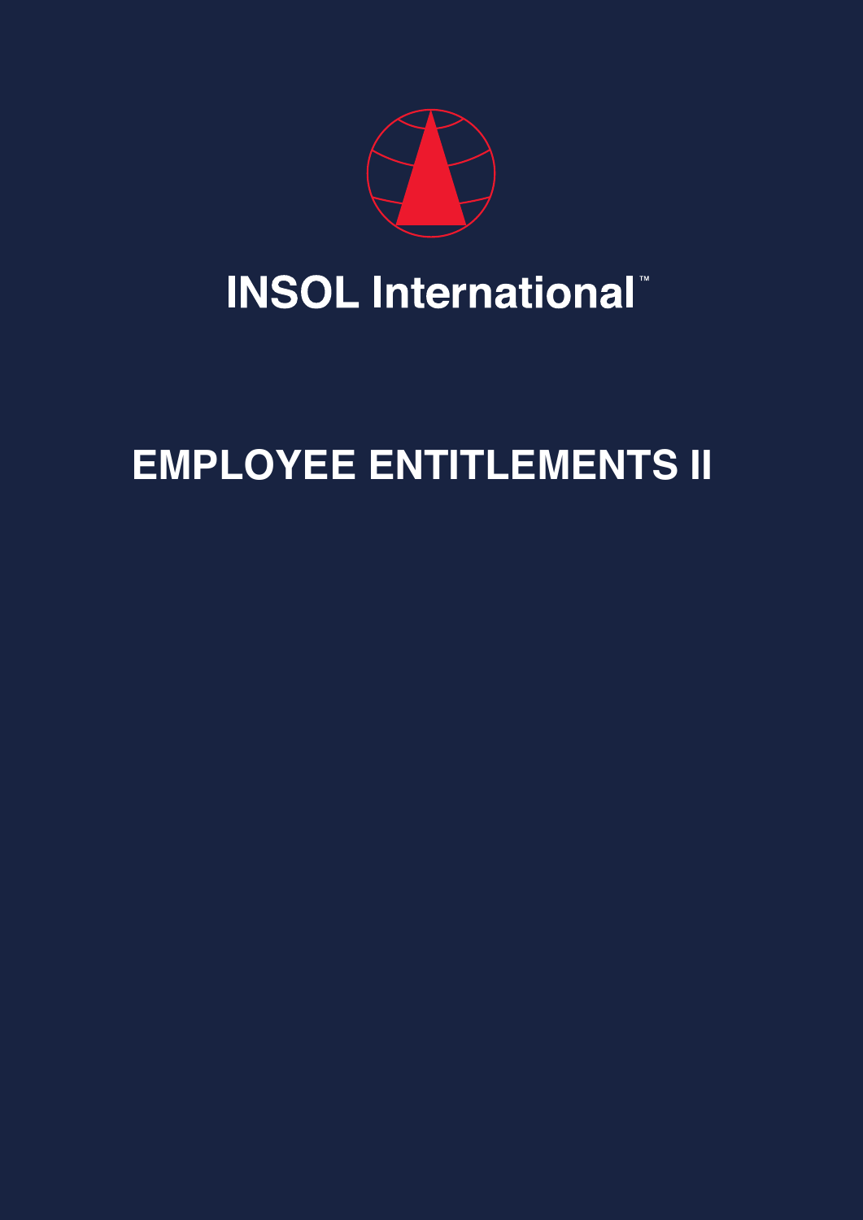INSOL International™

# EMPLOYEE ENTITLEMENTS II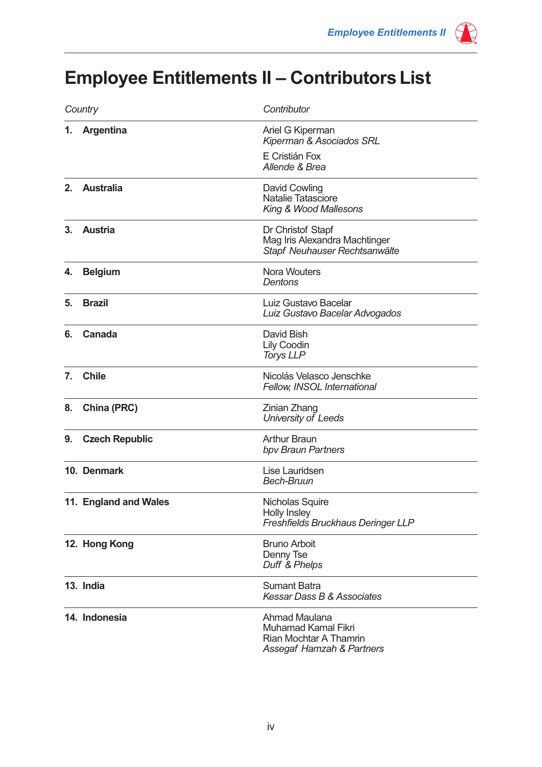# Employee Entitlements II – Contributors List

| *Country* | *Contributor* |
|---|---|
| **1. Argentina** | Ariel G Kiperman<br>*Kiperman & Asociados SRL*<br>E Cristián Fox<br>*Allende & Brea* |
| **2. Australia** | David Cowling<br>Natalie Tatasciore<br>*King & Wood Mallesons* |
| **3. Austria** | Dr Christof Stapf<br>Mag Iris Alexandra Machtinger<br>*Stapf Neuhauser Rechtsanwälte* |
| **4. Belgium** | Nora Wouters<br>*Dentons* |
| **5. Brazil** | Luiz Gustavo Bacelar<br>*Luiz Gustavo Bacelar Advogados* |
| **6. Canada** | David Bish<br>Lily Coodin<br>*Torys LLP* |
| **7. Chile** | Nicolás Velasco Jenschke<br>*Fellow, INSOL International* |
| **8. China (PRC)** | Zinian Zhang<br>*University of Leeds* |
| **9. Czech Republic** | Arthur Braun<br>*bpv Braun Partners* |
| **10. Denmark** | Lise Lauridsen<br>*Bech-Bruun* |
| **11. England and Wales** | Nicholas Squire<br>Holly Insley<br>*Freshfields Bruckhaus Deringer LLP* |
| **12. Hong Kong** | Bruno Arboit<br>Denny Tse<br>*Duff & Phelps* |
| **13. India** | Sumant Batra<br>*Kessar Dass B & Associates* |
| **14. Indonesia** | Ahmad Maulana<br>Muhamad Kamal Fikri<br>Rian Mochtar A Thamrin<br>*Assegaf Hamzah & Partners* |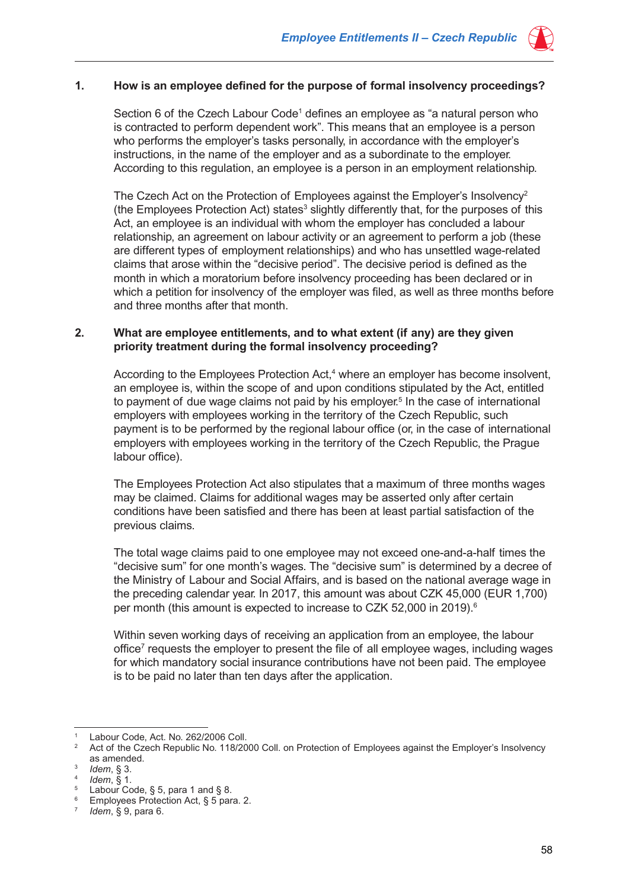## 1. How is an employee defined for the purpose of formal insolvency proceedings?

Section 6 of the Czech Labour Code[1] defines an employee as "a natural person who is contracted to perform dependent work". This means that an employee is a person who performs the employer's tasks personally, in accordance with the employer's instructions, in the name of the employer and as a subordinate to the employer. According to this regulation, an employee is a person in an employment relationship.

The Czech Act on the Protection of Employees against the Employer's Insolvency[2] (the Employees Protection Act) states[3] slightly differently that, for the purposes of this Act, an employee is an individual with whom the employer has concluded a labour relationship, an agreement on labour activity or an agreement to perform a job (these are different types of employment relationships) and who has unsettled wage-related claims that arose within the "decisive period". The decisive period is defined as the month in which a moratorium before insolvency proceeding has been declared or in which a petition for insolvency of the employer was filed, as well as three months before and three months after that month.

## 2. What are employee entitlements, and to what extent (if any) are they given priority treatment during the formal insolvency proceeding?

According to the Employees Protection Act,[4] where an employer has become insolvent, an employee is, within the scope of and upon conditions stipulated by the Act, entitled to payment of due wage claims not paid by his employer.[5] In the case of international employers with employees working in the territory of the Czech Republic, such payment is to be performed by the regional labour office (or, in the case of international employers with employees working in the territory of the Czech Republic, the Prague labour office).

The Employees Protection Act also stipulates that a maximum of three months wages may be claimed. Claims for additional wages may be asserted only after certain conditions have been satisfied and there has been at least partial satisfaction of the previous claims.

The total wage claims paid to one employee may not exceed one-and-a-half times the "decisive sum" for one month's wages. The "decisive sum" is determined by a decree of the Ministry of Labour and Social Affairs, and is based on the national average wage in the preceding calendar year. In 2017, this amount was about CZK 45,000 (EUR 1,700) per month (this amount is expected to increase to CZK 52,000 in 2019).[6]

Within seven working days of receiving an application from an employee, the labour office[7] requests the employer to present the file of all employee wages, including wages for which mandatory social insurance contributions have not been paid. The employee is to be paid no later than ten days after the application.

---

[1] Labour Code, Act. No. 262/2006 Coll.

[2] Act of the Czech Republic No. 118/2000 Coll. on Protection of Employees against the Employer's Insolvency as amended.

[3] *Idem*, § 3.

[4] *Idem*, § 1.

[5] Labour Code, § 5, para 1 and § 8.

[6] Employees Protection Act, § 5 para. 2.

[7] *Idem*, § 9, para 6.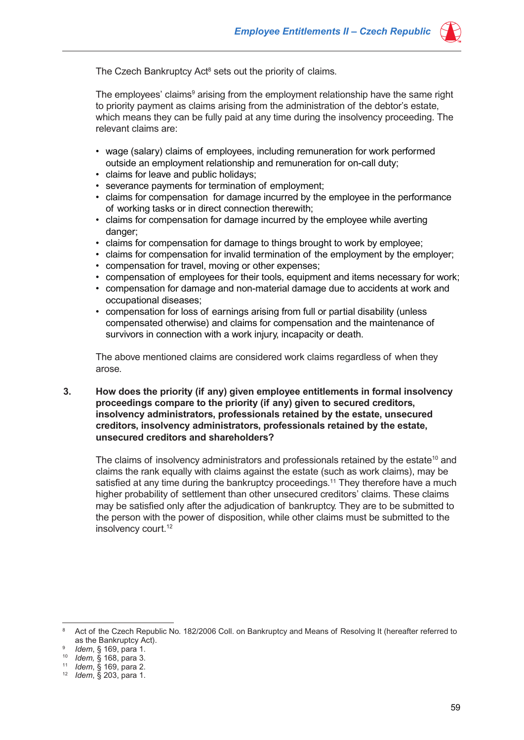The Czech Bankruptcy Act[8] sets out the priority of claims.

The employees' claims[9] arising from the employment relationship have the same right to priority payment as claims arising from the administration of the debtor's estate, which means they can be fully paid at any time during the insolvency proceeding. The relevant claims are:

- wage (salary) claims of employees, including remuneration for work performed outside an employment relationship and remuneration for on-call duty;
- claims for leave and public holidays;
- severance payments for termination of employment;
- claims for compensation for damage incurred by the employee in the performance of working tasks or in direct connection therewith;
- claims for compensation for damage incurred by the employee while averting danger;
- claims for compensation for damage to things brought to work by employee;
- claims for compensation for invalid termination of the employment by the employer;
- compensation for travel, moving or other expenses;
- compensation of employees for their tools, equipment and items necessary for work;
- compensation for damage and non-material damage due to accidents at work and occupational diseases;
- compensation for loss of earnings arising from full or partial disability (unless compensated otherwise) and claims for compensation and the maintenance of survivors in connection with a work injury, incapacity or death.

The above mentioned claims are considered work claims regardless of when they arose.

**3. How does the priority (if any) given employee entitlements in formal insolvency proceedings compare to the priority (if any) given to secured creditors, insolvency administrators, professionals retained by the estate, unsecured creditors, insolvency administrators, professionals retained by the estate, unsecured creditors and shareholders?**

The claims of insolvency administrators and professionals retained by the estate[10] and claims the rank equally with claims against the estate (such as work claims), may be satisfied at any time during the bankruptcy proceedings.[11] They therefore have a much higher probability of settlement than other unsecured creditors' claims. These claims may be satisfied only after the adjudication of bankruptcy. They are to be submitted to the person with the power of disposition, while other claims must be submitted to the insolvency court.[12]

---

[8] Act of the Czech Republic No. 182/2006 Coll. on Bankruptcy and Means of Resolving It (hereafter referred to as the Bankruptcy Act).

[9] *Idem*, § 169, para 1.

[10] *Idem,* § 168, para 3.

[11] *Idem,* § 169, para 2.

[12] *Idem*, § 203, para 1.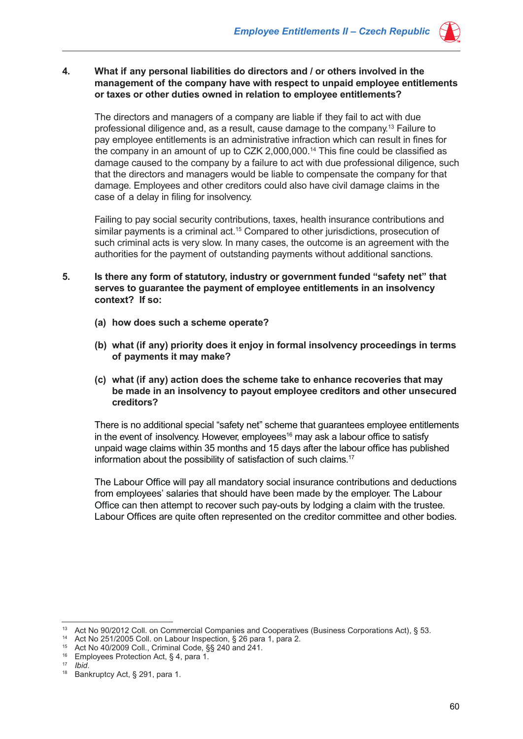4. **What if any personal liabilities do directors and / or others involved in the management of the company have with respect to unpaid employee entitlements or taxes or other duties owned in relation to employee entitlements?**

The directors and managers of a company are liable if they fail to act with due professional diligence and, as a result, cause damage to the company.[13] Failure to pay employee entitlements is an administrative infraction which can result in fines for the company in an amount of up to CZK 2,000,000.[14] This fine could be classified as damage caused to the company by a failure to act with due professional diligence, such that the directors and managers would be liable to compensate the company for that damage. Employees and other creditors could also have civil damage claims in the case of a delay in filing for insolvency.

Failing to pay social security contributions, taxes, health insurance contributions and similar payments is a criminal act.[15] Compared to other jurisdictions, prosecution of such criminal acts is very slow. In many cases, the outcome is an agreement with the authorities for the payment of outstanding payments without additional sanctions.

5. **Is there any form of statutory, industry or government funded "safety net" that serves to guarantee the payment of employee entitlements in an insolvency context? If so:**

   **(a) how does such a scheme operate?**

   **(b) what (if any) priority does it enjoy in formal insolvency proceedings in terms of payments it may make?**

   **(c) what (if any) action does the scheme take to enhance recoveries that may be made in an insolvency to payout employee creditors and other unsecured creditors?**

There is no additional special "safety net" scheme that guarantees employee entitlements in the event of insolvency. However, employees[16] may ask a labour office to satisfy unpaid wage claims within 35 months and 15 days after the labour office has published information about the possibility of satisfaction of such claims.[17]

The Labour Office will pay all mandatory social insurance contributions and deductions from employees' salaries that should have been made by the employer. The Labour Office can then attempt to recover such pay-outs by lodging a claim with the trustee. Labour Offices are quite often represented on the creditor committee and other bodies.

---

[13] Act No 90/2012 Coll. on Commercial Companies and Cooperatives (Business Corporations Act), § 53.
[14] Act No 251/2005 Coll. on Labour Inspection, § 26 para 1, para 2.
[15] Act No 40/2009 Coll., Criminal Code, §§ 240 and 241.
[16] Employees Protection Act, § 4, para 1.
[17] *Ibid*.
[18] Bankruptcy Act, § 291, para 1.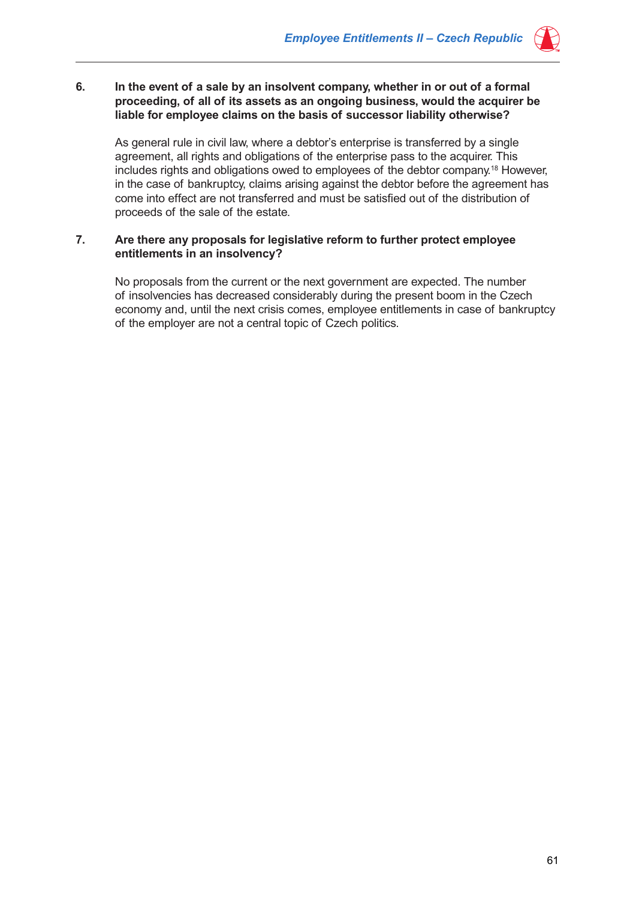**6. In the event of a sale by an insolvent company, whether in or out of a formal proceeding, of all of its assets as an ongoing business, would the acquirer be liable for employee claims on the basis of successor liability otherwise?**

As general rule in civil law, where a debtor's enterprise is transferred by a single agreement, all rights and obligations of the enterprise pass to the acquirer. This includes rights and obligations owed to employees of the debtor company.[18] However, in the case of bankruptcy, claims arising against the debtor before the agreement has come into effect are not transferred and must be satisfied out of the distribution of proceeds of the sale of the estate.

**7. Are there any proposals for legislative reform to further protect employee entitlements in an insolvency?**

No proposals from the current or the next government are expected. The number of insolvencies has decreased considerably during the present boom in the Czech economy and, until the next crisis comes, employee entitlements in case of bankruptcy of the employer are not a central topic of Czech politics.